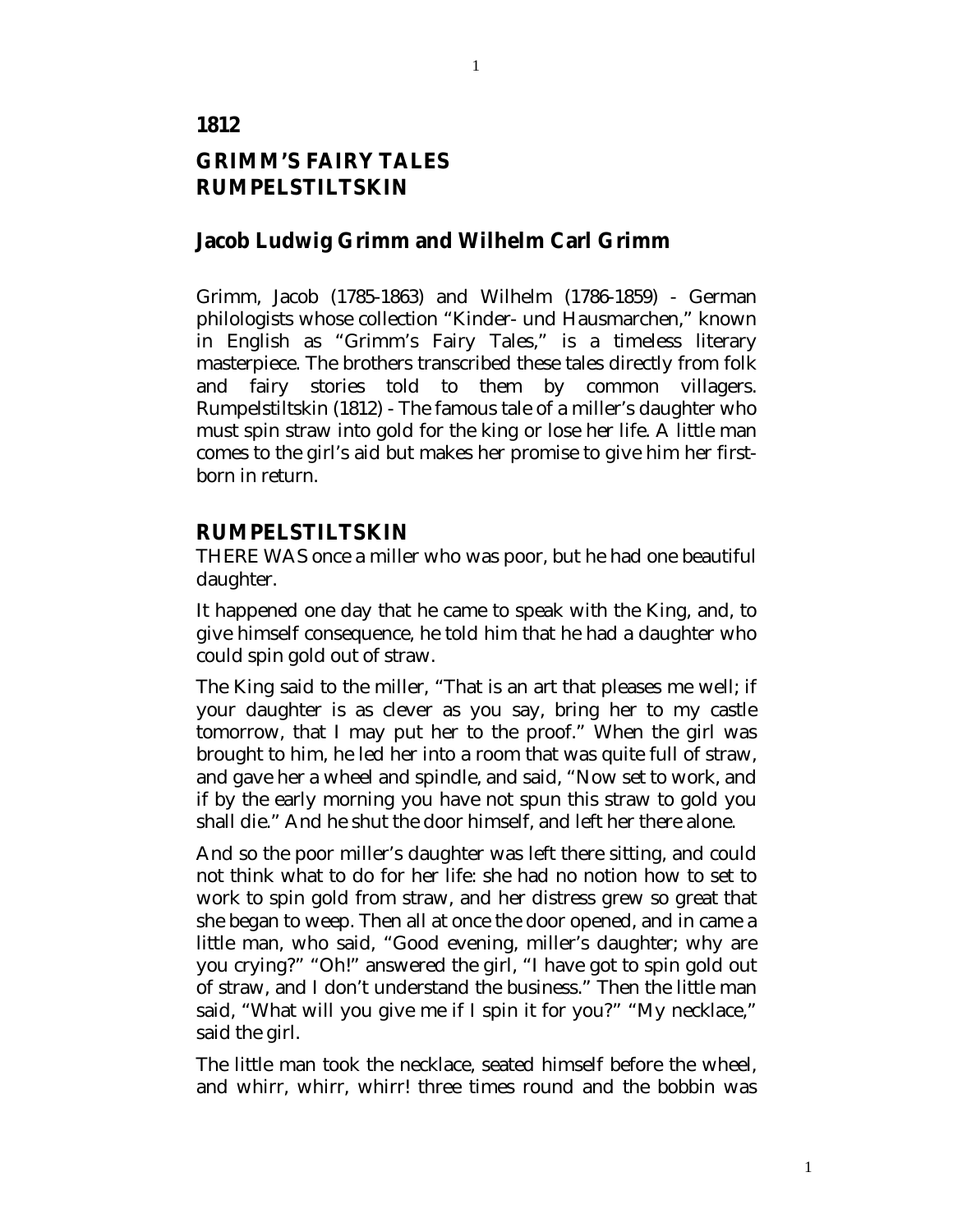# 1812

# GRIMM'S FAIRY TALES
# RUMPELSTILTSKIN

## Jacob Ludwig Grimm and Wilhelm Carl Grimm

Grimm, Jacob (1785-1863) and Wilhelm (1786-1859) - German philologists whose collection "Kinder- und Hausmarchen," known in English as "Grimm's Fairy Tales," is a timeless literary masterpiece. The brothers transcribed these tales directly from folk and fairy stories told to them by common villagers. Rumpelstiltskin (1812) - The famous tale of a miller's daughter who must spin straw into gold for the king or lose her life. A little man comes to the girl's aid but makes her promise to give him her first-born in return.

## RUMPELSTILTSKIN

THERE WAS once a miller who was poor, but he had one beautiful daughter.

It happened one day that he came to speak with the King, and, to give himself consequence, he told him that he had a daughter who could spin gold out of straw.

The King said to the miller, "That is an art that pleases me well; if your daughter is as clever as you say, bring her to my castle tomorrow, that I may put her to the proof." When the girl was brought to him, he led her into a room that was quite full of straw, and gave her a wheel and spindle, and said, "Now set to work, and if by the early morning you have not spun this straw to gold you shall die." And he shut the door himself, and left her there alone.

And so the poor miller's daughter was left there sitting, and could not think what to do for her life: she had no notion how to set to work to spin gold from straw, and her distress grew so great that she began to weep. Then all at once the door opened, and in came a little man, who said, "Good evening, miller's daughter; why are you crying?" "Oh!" answered the girl, "I have got to spin gold out of straw, and I don't understand the business." Then the little man said, "What will you give me if I spin it for you?" "My necklace," said the girl.

The little man took the necklace, seated himself before the wheel, and whirr, whirr, whirr! three times round and the bobbin was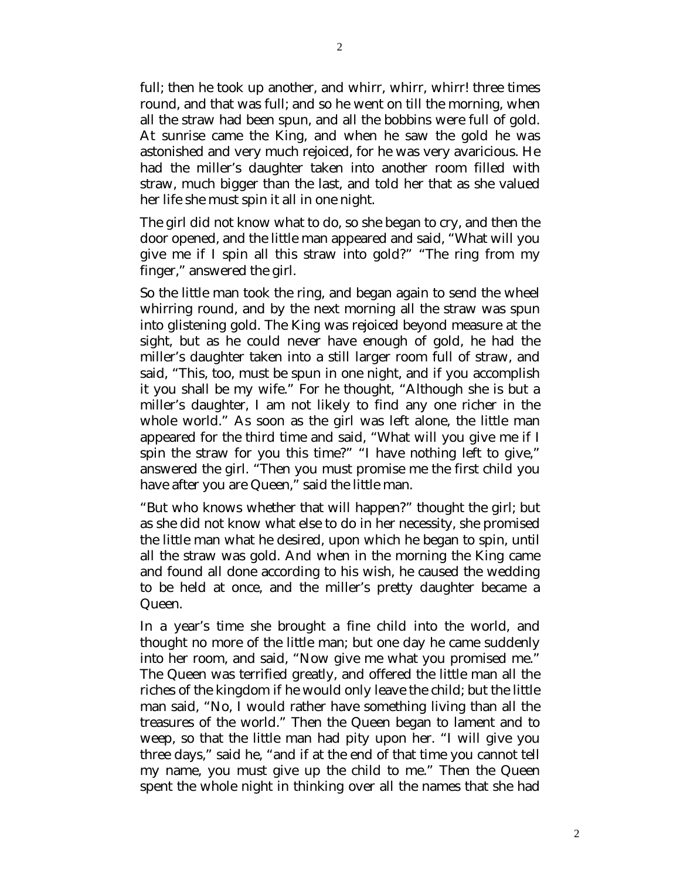full; then he took up another, and whirr, whirr, whirr! three times round, and that was full; and so he went on till the morning, when all the straw had been spun, and all the bobbins were full of gold. At sunrise came the King, and when he saw the gold he was astonished and very much rejoiced, for he was very avaricious. He had the miller's daughter taken into another room filled with straw, much bigger than the last, and told her that as she valued her life she must spin it all in one night.

The girl did not know what to do, so she began to cry, and then the door opened, and the little man appeared and said, "What will you give me if I spin all this straw into gold?" "The ring from my finger," answered the girl.

So the little man took the ring, and began again to send the wheel whirring round, and by the next morning all the straw was spun into glistening gold. The King was rejoiced beyond measure at the sight, but as he could never have enough of gold, he had the miller's daughter taken into a still larger room full of straw, and said, "This, too, must be spun in one night, and if you accomplish it you shall be my wife." For he thought, "Although she is but a miller's daughter, I am not likely to find any one richer in the whole world." As soon as the girl was left alone, the little man appeared for the third time and said, "What will you give me if I spin the straw for you this time?" "I have nothing left to give," answered the girl. "Then you must promise me the first child you have after you are Queen," said the little man.

"But who knows whether that will happen?" thought the girl; but as she did not know what else to do in her necessity, she promised the little man what he desired, upon which he began to spin, until all the straw was gold. And when in the morning the King came and found all done according to his wish, he caused the wedding to be held at once, and the miller's pretty daughter became a Queen.

In a year's time she brought a fine child into the world, and thought no more of the little man; but one day he came suddenly into her room, and said, "Now give me what you promised me." The Queen was terrified greatly, and offered the little man all the riches of the kingdom if he would only leave the child; but the little man said, "No, I would rather have something living than all the treasures of the world." Then the Queen began to lament and to weep, so that the little man had pity upon her. "I will give you three days," said he, "and if at the end of that time you cannot tell my name, you must give up the child to me." Then the Queen spent the whole night in thinking over all the names that she had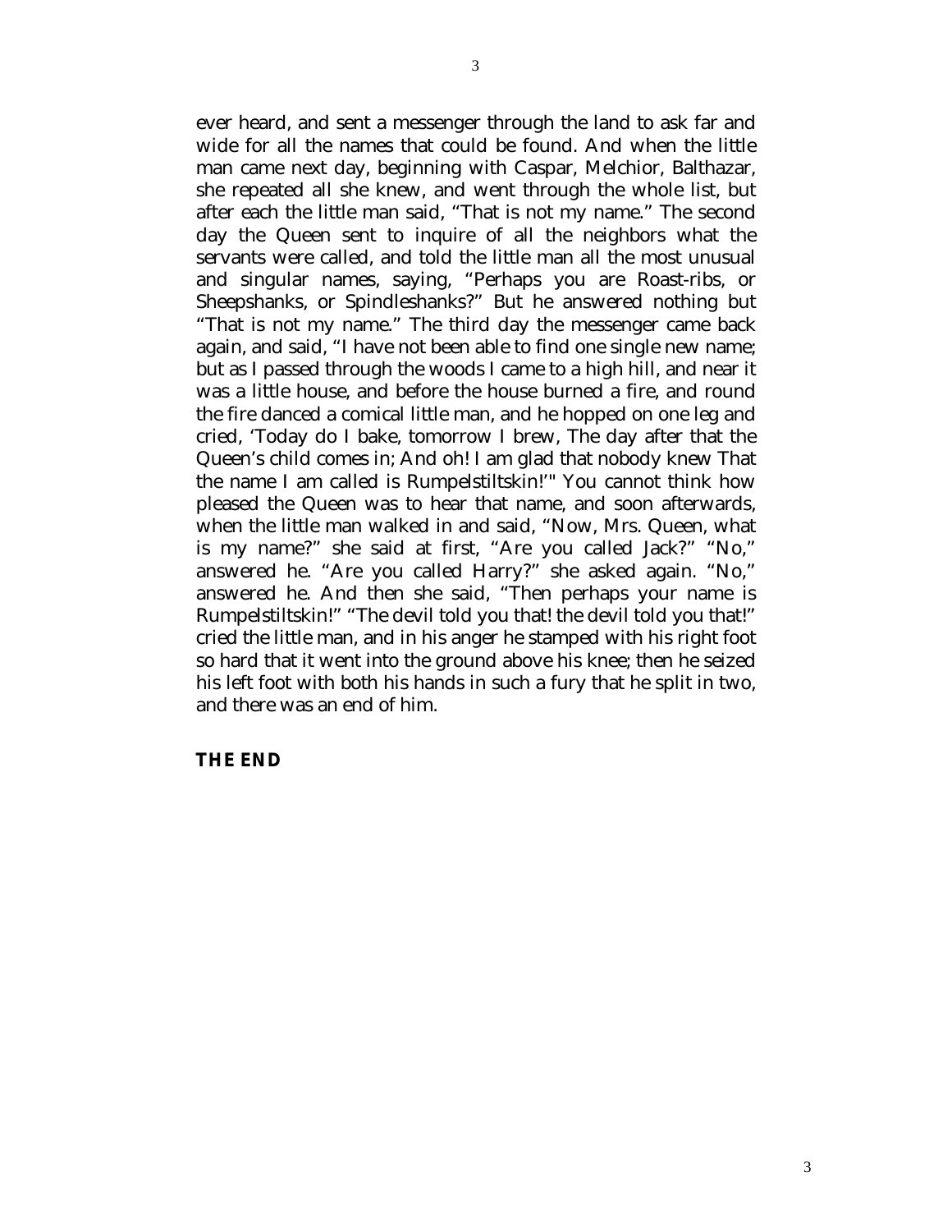ever heard, and sent a messenger through the land to ask far and wide for all the names that could be found. And when the little man came next day, beginning with Caspar, Melchior, Balthazar, she repeated all she knew, and went through the whole list, but after each the little man said, “That is not my name.” The second day the Queen sent to inquire of all the neighbors what the servants were called, and told the little man all the most unusual and singular names, saying, “Perhaps you are Roast-ribs, or Sheepshanks, or Spindleshanks?” But he answered nothing but “That is not my name.” The third day the messenger came back again, and said, “I have not been able to find one single new name; but as I passed through the woods I came to a high hill, and near it was a little house, and before the house burned a fire, and round the fire danced a comical little man, and he hopped on one leg and cried, ‘Today do I bake, tomorrow I brew, The day after that the Queen’s child comes in; And oh! I am glad that nobody knew That the name I am called is Rumpelstiltskin!’" You cannot think how pleased the Queen was to hear that name, and soon afterwards, when the little man walked in and said, “Now, Mrs. Queen, what is my name?” she said at first, “Are you called Jack?” “No,” answered he. “Are you called Harry?” she asked again. “No,” answered he. And then she said, “Then perhaps your name is Rumpelstiltskin!” “The devil told you that! the devil told you that!” cried the little man, and in his anger he stamped with his right foot so hard that it went into the ground above his knee; then he seized his left foot with both his hands in such a fury that he split in two, and there was an end of him.

**THE END**